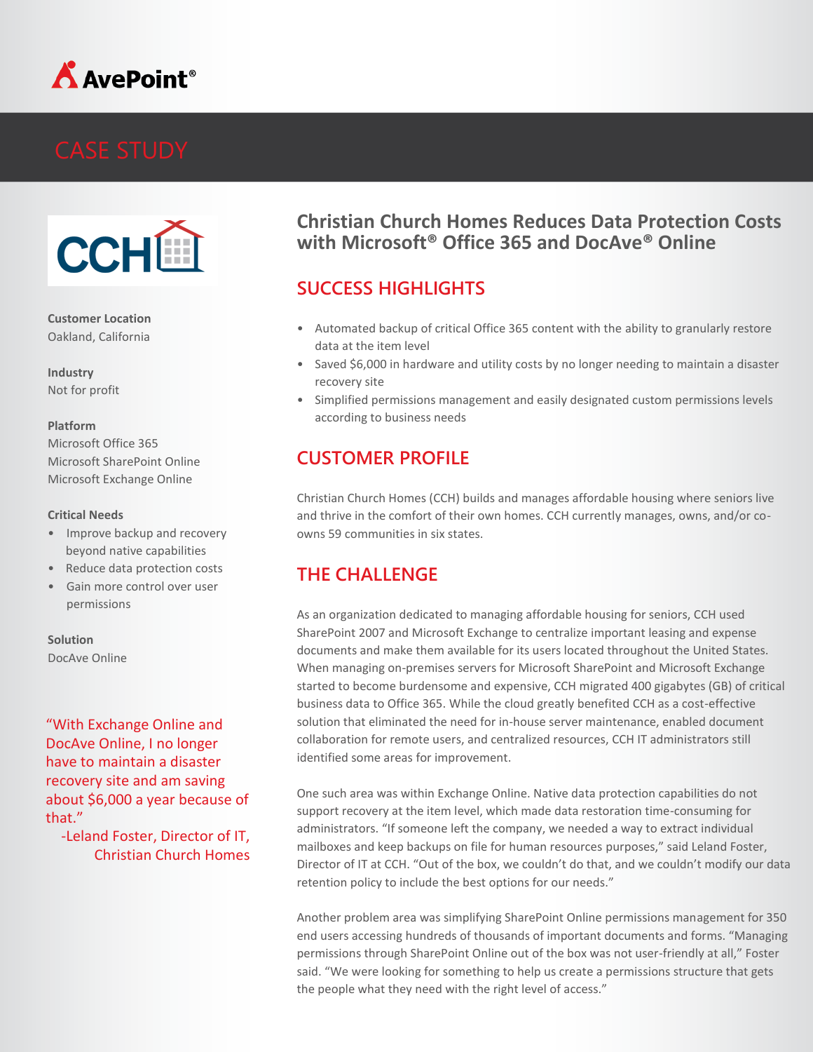AvePoint®

# CASE STUDY

CCH

**Customer Location**
Oakland, California

**Industry**
Not for profit

**Platform**
Microsoft Office 365
Microsoft SharePoint Online
Microsoft Exchange Online

**Critical Needs**

- Improve backup and recovery beyond native capabilities
- Reduce data protection costs
- Gain more control over user permissions

**Solution**
DocAve Online

"With Exchange Online and DocAve Online, I no longer have to maintain a disaster recovery site and am saving about $6,000 a year because of that."
-Leland Foster, Director of IT, Christian Church Homes

## Christian Church Homes Reduces Data Protection Costs with Microsoft® Office 365 and DocAve® Online

### SUCCESS HIGHLIGHTS

- Automated backup of critical Office 365 content with the ability to granularly restore data at the item level
- Saved $6,000 in hardware and utility costs by no longer needing to maintain a disaster recovery site
- Simplified permissions management and easily designated custom permissions levels according to business needs

### CUSTOMER PROFILE

Christian Church Homes (CCH) builds and manages affordable housing where seniors live and thrive in the comfort of their own homes. CCH currently manages, owns, and/or co-owns 59 communities in six states.

### THE CHALLENGE

As an organization dedicated to managing affordable housing for seniors, CCH used SharePoint 2007 and Microsoft Exchange to centralize important leasing and expense documents and make them available for its users located throughout the United States. When managing on-premises servers for Microsoft SharePoint and Microsoft Exchange started to become burdensome and expensive, CCH migrated 400 gigabytes (GB) of critical business data to Office 365. While the cloud greatly benefited CCH as a cost-effective solution that eliminated the need for in-house server maintenance, enabled document collaboration for remote users, and centralized resources, CCH IT administrators still identified some areas for improvement.

One such area was within Exchange Online. Native data protection capabilities do not support recovery at the item level, which made data restoration time-consuming for administrators. "If someone left the company, we needed a way to extract individual mailboxes and keep backups on file for human resources purposes," said Leland Foster, Director of IT at CCH. "Out of the box, we couldn't do that, and we couldn't modify our data retention policy to include the best options for our needs."

Another problem area was simplifying SharePoint Online permissions management for 350 end users accessing hundreds of thousands of important documents and forms. "Managing permissions through SharePoint Online out of the box was not user-friendly at all," Foster said. "We were looking for something to help us create a permissions structure that gets the people what they need with the right level of access."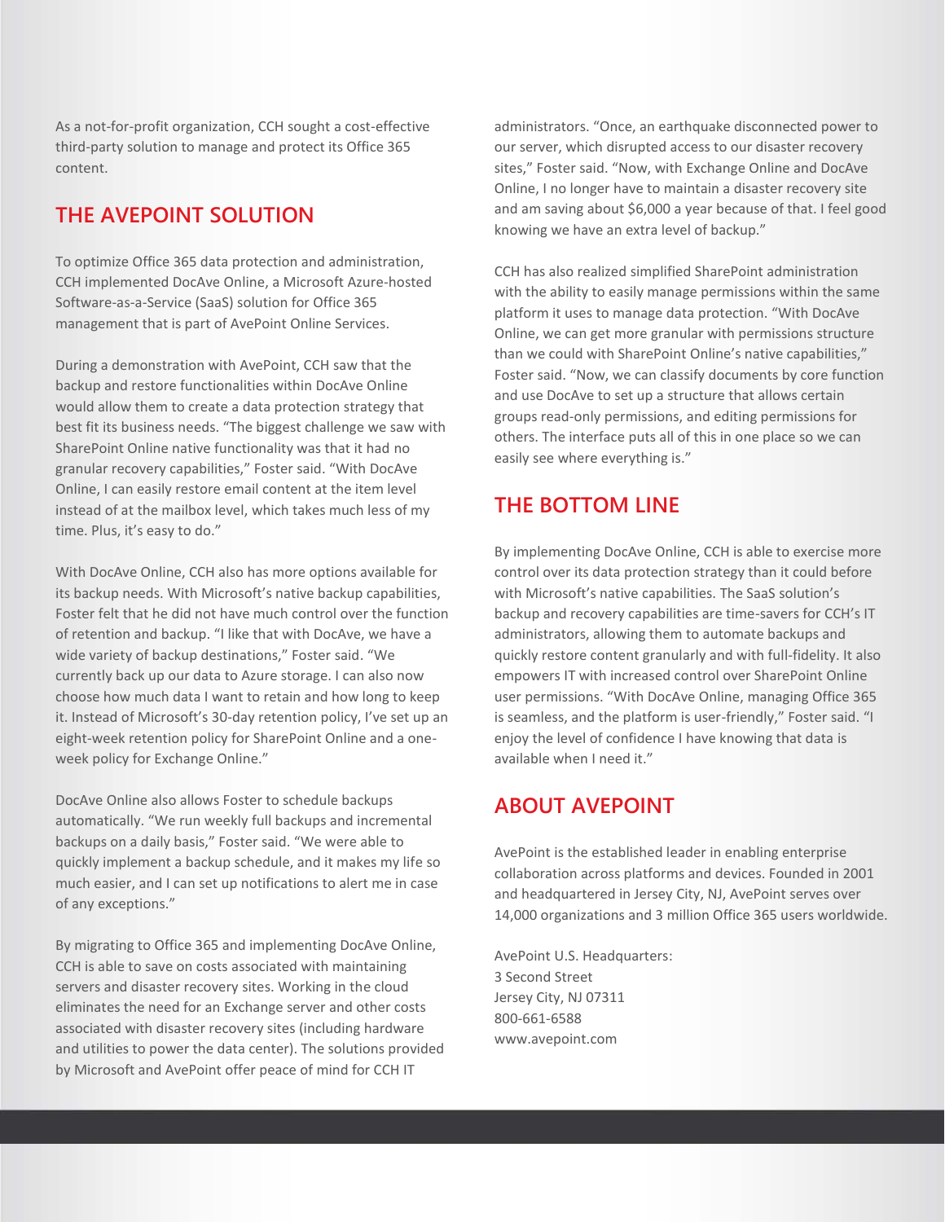As a not-for-profit organization, CCH sought a cost-effective third-party solution to manage and protect its Office 365 content.

## THE AVEPOINT SOLUTION

To optimize Office 365 data protection and administration, CCH implemented DocAve Online, a Microsoft Azure-hosted Software-as-a-Service (SaaS) solution for Office 365 management that is part of AvePoint Online Services.

During a demonstration with AvePoint, CCH saw that the backup and restore functionalities within DocAve Online would allow them to create a data protection strategy that best fit its business needs. "The biggest challenge we saw with SharePoint Online native functionality was that it had no granular recovery capabilities," Foster said. "With DocAve Online, I can easily restore email content at the item level instead of at the mailbox level, which takes much less of my time. Plus, it's easy to do."

With DocAve Online, CCH also has more options available for its backup needs. With Microsoft's native backup capabilities, Foster felt that he did not have much control over the function of retention and backup. "I like that with DocAve, we have a wide variety of backup destinations," Foster said. "We currently back up our data to Azure storage. I can also now choose how much data I want to retain and how long to keep it. Instead of Microsoft's 30-day retention policy, I've set up an eight-week retention policy for SharePoint Online and a one-week policy for Exchange Online."

DocAve Online also allows Foster to schedule backups automatically. "We run weekly full backups and incremental backups on a daily basis," Foster said. "We were able to quickly implement a backup schedule, and it makes my life so much easier, and I can set up notifications to alert me in case of any exceptions."

By migrating to Office 365 and implementing DocAve Online, CCH is able to save on costs associated with maintaining servers and disaster recovery sites. Working in the cloud eliminates the need for an Exchange server and other costs associated with disaster recovery sites (including hardware and utilities to power the data center). The solutions provided by Microsoft and AvePoint offer peace of mind for CCH IT administrators. "Once, an earthquake disconnected power to our server, which disrupted access to our disaster recovery sites," Foster said. "Now, with Exchange Online and DocAve Online, I no longer have to maintain a disaster recovery site and am saving about $6,000 a year because of that. I feel good knowing we have an extra level of backup."

CCH has also realized simplified SharePoint administration with the ability to easily manage permissions within the same platform it uses to manage data protection. "With DocAve Online, we can get more granular with permissions structure than we could with SharePoint Online's native capabilities," Foster said. "Now, we can classify documents by core function and use DocAve to set up a structure that allows certain groups read-only permissions, and editing permissions for others. The interface puts all of this in one place so we can easily see where everything is."

## THE BOTTOM LINE

By implementing DocAve Online, CCH is able to exercise more control over its data protection strategy than it could before with Microsoft's native capabilities. The SaaS solution's backup and recovery capabilities are time-savers for CCH's IT administrators, allowing them to automate backups and quickly restore content granularly and with full-fidelity. It also empowers IT with increased control over SharePoint Online user permissions. "With DocAve Online, managing Office 365 is seamless, and the platform is user-friendly," Foster said. "I enjoy the level of confidence I have knowing that data is available when I need it."

## ABOUT AVEPOINT

AvePoint is the established leader in enabling enterprise collaboration across platforms and devices. Founded in 2001 and headquartered in Jersey City, NJ, AvePoint serves over 14,000 organizations and 3 million Office 365 users worldwide.

AvePoint U.S. Headquarters:
3 Second Street
Jersey City, NJ 07311
800-661-6588
www.avepoint.com